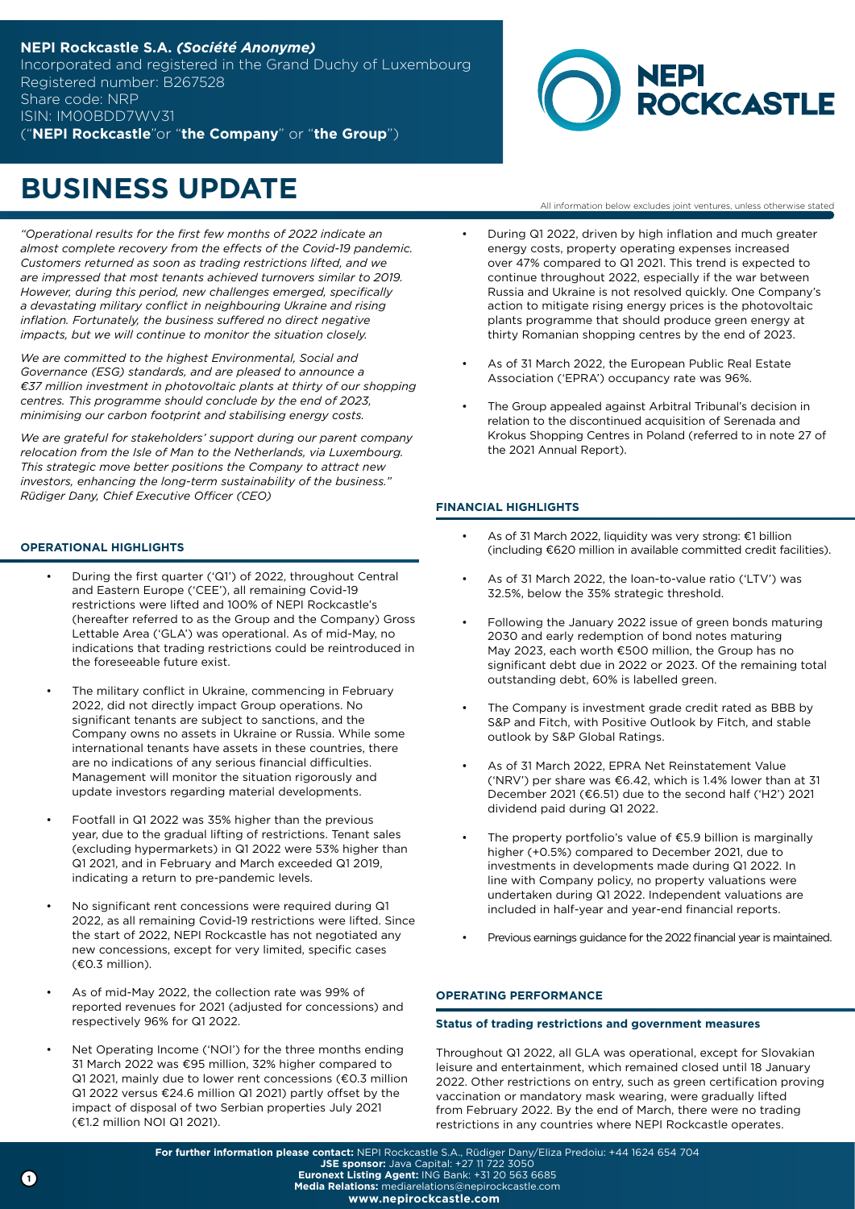**NEPI Rockcastle S.A.** ***(Société Anonyme)***
Incorporated and registered in the Grand Duchy of Luxembourg
Registered number: B267528
Share code: NRP
ISIN: IM00BDD7WV31
("**NEPI Rockcastle**"or "**the Company**" or "**the Group**")

# BUSINESS UPDATE

All information below excludes joint ventures, unless otherwise stated

*"Operational results for the first few months of 2022 indicate an almost complete recovery from the effects of the Covid-19 pandemic. Customers returned as soon as trading restrictions lifted, and we are impressed that most tenants achieved turnovers similar to 2019. However, during this period, new challenges emerged, specifically a devastating military conflict in neighbouring Ukraine and rising inflation. Fortunately, the business suffered no direct negative impacts, but we will continue to monitor the situation closely.*

*We are committed to the highest Environmental, Social and Governance (ESG) standards, and are pleased to announce a €37 million investment in photovoltaic plants at thirty of our shopping centres. This programme should conclude by the end of 2023, minimising our carbon footprint and stabilising energy costs.*

*We are grateful for stakeholders' support during our parent company relocation from the Isle of Man to the Netherlands, via Luxembourg. This strategic move better positions the Company to attract new investors, enhancing the long-term sustainability of the business." Rüdiger Dany, Chief Executive Officer (CEO)*

## OPERATIONAL HIGHLIGHTS

- During the first quarter ('Q1') of 2022, throughout Central and Eastern Europe ('CEE'), all remaining Covid-19 restrictions were lifted and 100% of NEPI Rockcastle's (hereafter referred to as the Group and the Company) Gross Lettable Area ('GLA') was operational. As of mid-May, no indications that trading restrictions could be reintroduced in the foreseeable future exist.
- The military conflict in Ukraine, commencing in February 2022, did not directly impact Group operations. No significant tenants are subject to sanctions, and the Company owns no assets in Ukraine or Russia. While some international tenants have assets in these countries, there are no indications of any serious financial difficulties. Management will monitor the situation rigorously and update investors regarding material developments.
- Footfall in Q1 2022 was 35% higher than the previous year, due to the gradual lifting of restrictions. Tenant sales (excluding hypermarkets) in Q1 2022 were 53% higher than Q1 2021, and in February and March exceeded Q1 2019, indicating a return to pre-pandemic levels.
- No significant rent concessions were required during Q1 2022, as all remaining Covid-19 restrictions were lifted. Since the start of 2022, NEPI Rockcastle has not negotiated any new concessions, except for very limited, specific cases (€0.3 million).
- As of mid-May 2022, the collection rate was 99% of reported revenues for 2021 (adjusted for concessions) and respectively 96% for Q1 2022.
- Net Operating Income ('NOI') for the three months ending 31 March 2022 was €95 million, 32% higher compared to Q1 2021, mainly due to lower rent concessions (€0.3 million Q1 2022 versus €24.6 million Q1 2021) partly offset by the impact of disposal of two Serbian properties July 2021 (€1.2 million NOI Q1 2021).
- During Q1 2022, driven by high inflation and much greater energy costs, property operating expenses increased over 47% compared to Q1 2021. This trend is expected to continue throughout 2022, especially if the war between Russia and Ukraine is not resolved quickly. One Company's action to mitigate rising energy prices is the photovoltaic plants programme that should produce green energy at thirty Romanian shopping centres by the end of 2023.
- As of 31 March 2022, the European Public Real Estate Association ('EPRA') occupancy rate was 96%.
- The Group appealed against Arbitral Tribunal's decision in relation to the discontinued acquisition of Serenada and Krokus Shopping Centres in Poland (referred to in note 27 of the 2021 Annual Report).

## FINANCIAL HIGHLIGHTS

- As of 31 March 2022, liquidity was very strong: €1 billion (including €620 million in available committed credit facilities).
- As of 31 March 2022, the loan-to-value ratio ('LTV') was 32.5%, below the 35% strategic threshold.
- Following the January 2022 issue of green bonds maturing 2030 and early redemption of bond notes maturing May 2023, each worth €500 million, the Group has no significant debt due in 2022 or 2023. Of the remaining total outstanding debt, 60% is labelled green.
- The Company is investment grade credit rated as BBB by S&P and Fitch, with Positive Outlook by Fitch, and stable outlook by S&P Global Ratings.
- As of 31 March 2022, EPRA Net Reinstatement Value ('NRV') per share was €6.42, which is 1.4% lower than at 31 December 2021 (€6.51) due to the second half ('H2') 2021 dividend paid during Q1 2022.
- The property portfolio's value of €5.9 billion is marginally higher (+0.5%) compared to December 2021, due to investments in developments made during Q1 2022. In line with Company policy, no property valuations were undertaken during Q1 2022. Independent valuations are included in half-year and year-end financial reports.
- Previous earnings guidance for the 2022 financial year is maintained.

## OPERATING PERFORMANCE

### Status of trading restrictions and government measures

Throughout Q1 2022, all GLA was operational, except for Slovakian leisure and entertainment, which remained closed until 18 January 2022. Other restrictions on entry, such as green certification proving vaccination or mandatory mask wearing, were gradually lifted from February 2022. By the end of March, there were no trading restrictions in any countries where NEPI Rockcastle operates.

**For further information please contact:** NEPI Rockcastle S.A., Rüdiger Dany/Eliza Predoiu: +44 1624 654 704
**JSE sponsor:** Java Capital: +27 11 722 3050
**Euronext Listing Agent:** ING Bank: +31 20 563 6685
**Media Relations:** mediarelations@nepirockcastle.com
**www.nepirockcastle.com**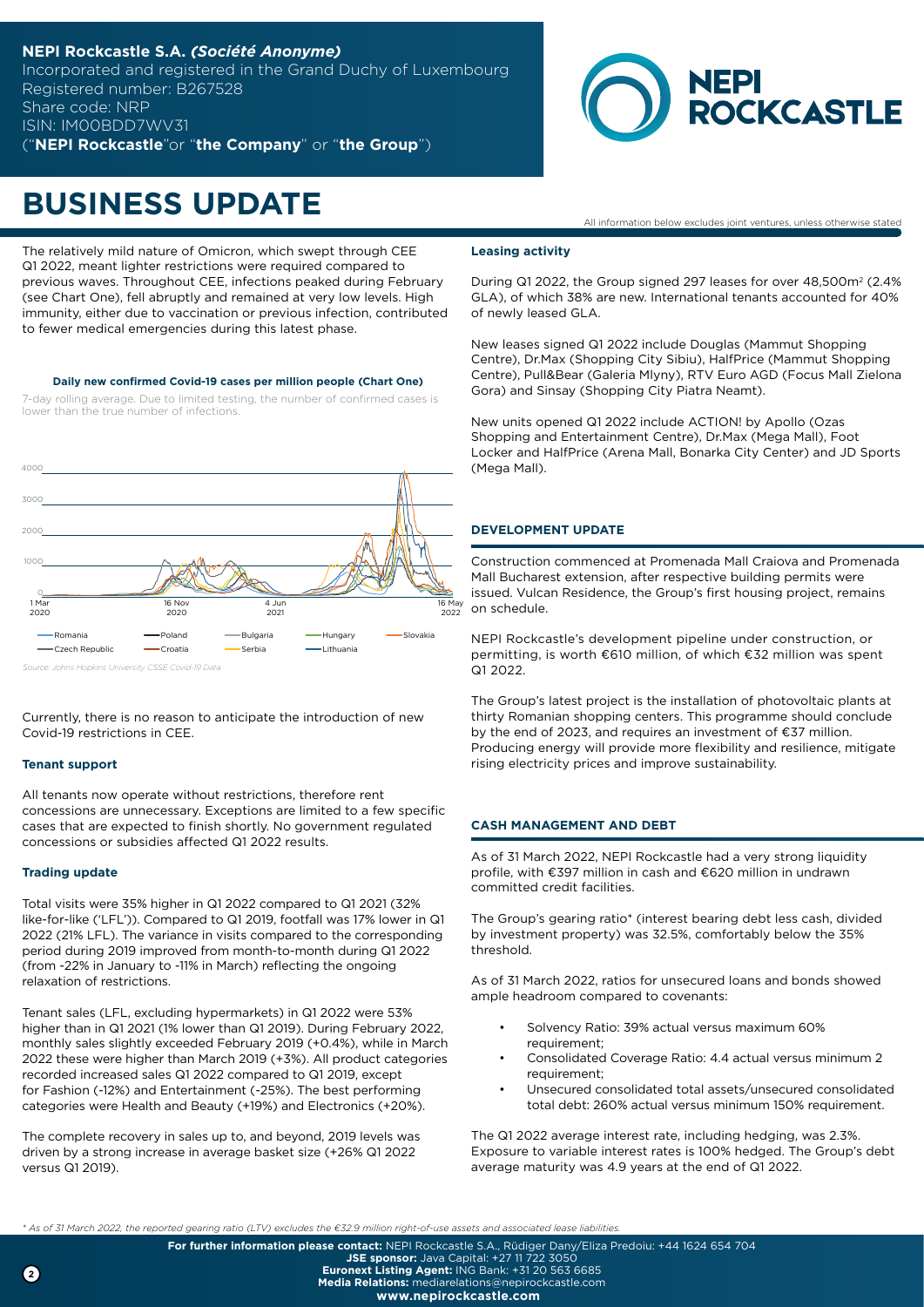**NEPI Rockcastle S.A. *(Société Anonyme)***
Incorporated and registered in the Grand Duchy of Luxembourg
Registered number: B267528
Share code: NRP
ISIN: IM00BDD7WV31
("**NEPI Rockcastle**"or "**the Company**" or "**the Group**")

# BUSINESS UPDATE

All information below excludes joint ventures, unless otherwise stated

The relatively mild nature of Omicron, which swept through CEE Q1 2022, meant lighter restrictions were required compared to previous waves. Throughout CEE, infections peaked during February (see Chart One), fell abruptly and remained at very low levels. High immunity, either due to vaccination or previous infection, contributed to fewer medical emergencies during this latest phase.

**Daily new confirmed Covid-19 cases per million people (Chart One)**

7-day rolling average. Due to limited testing, the number of confirmed cases is lower than the true number of infections.

*Source: Johns Hopkins University CSSE Covid-19 Data*

Currently, there is no reason to anticipate the introduction of new Covid-19 restrictions in CEE.

### Tenant support

All tenants now operate without restrictions, therefore rent concessions are unnecessary. Exceptions are limited to a few specific cases that are expected to finish shortly. No government regulated concessions or subsidies affected Q1 2022 results.

### Trading update

Total visits were 35% higher in Q1 2022 compared to Q1 2021 (32% like-for-like ('LFL')). Compared to Q1 2019, footfall was 17% lower in Q1 2022 (21% LFL). The variance in visits compared to the corresponding period during 2019 improved from month-to-month during Q1 2022 (from -22% in January to -11% in March) reflecting the ongoing relaxation of restrictions.

Tenant sales (LFL, excluding hypermarkets) in Q1 2022 were 53% higher than in Q1 2021 (1% lower than Q1 2019). During February 2022, monthly sales slightly exceeded February 2019 (+0.4%), while in March 2022 these were higher than March 2019 (+3%). All product categories recorded increased sales Q1 2022 compared to Q1 2019, except for Fashion (-12%) and Entertainment (-25%). The best performing categories were Health and Beauty (+19%) and Electronics (+20%).

The complete recovery in sales up to, and beyond, 2019 levels was driven by a strong increase in average basket size (+26% Q1 2022 versus Q1 2019).

### Leasing activity

During Q1 2022, the Group signed 297 leases for over 48,500m² (2.4% GLA), of which 38% are new. International tenants accounted for 40% of newly leased GLA.

New leases signed Q1 2022 include Douglas (Mammut Shopping Centre), Dr.Max (Shopping City Sibiu), HalfPrice (Mammut Shopping Centre), Pull&Bear (Galeria Mlyny), RTV Euro AGD (Focus Mall Zielona Gora) and Sinsay (Shopping City Piatra Neamt).

New units opened Q1 2022 include ACTION! by Apollo (Ozas Shopping and Entertainment Centre), Dr.Max (Mega Mall), Foot Locker and HalfPrice (Arena Mall, Bonarka City Center) and JD Sports (Mega Mall).

## DEVELOPMENT UPDATE

Construction commenced at Promenada Mall Craiova and Promenada Mall Bucharest extension, after respective building permits were issued. Vulcan Residence, the Group's first housing project, remains on schedule.

NEPI Rockcastle's development pipeline under construction, or permitting, is worth €610 million, of which €32 million was spent Q1 2022.

The Group's latest project is the installation of photovoltaic plants at thirty Romanian shopping centers. This programme should conclude by the end of 2023, and requires an investment of €37 million. Producing energy will provide more flexibility and resilience, mitigate rising electricity prices and improve sustainability.

## CASH MANAGEMENT AND DEBT

As of 31 March 2022, NEPI Rockcastle had a very strong liquidity profile, with €397 million in cash and €620 million in undrawn committed credit facilities.

The Group's gearing ratio* (interest bearing debt less cash, divided by investment property) was 32.5%, comfortably below the 35% threshold.

As of 31 March 2022, ratios for unsecured loans and bonds showed ample headroom compared to covenants:

- Solvency Ratio: 39% actual versus maximum 60% requirement;
- Consolidated Coverage Ratio: 4.4 actual versus minimum 2 requirement;
- Unsecured consolidated total assets/unsecured consolidated total debt: 260% actual versus minimum 150% requirement.

The Q1 2022 average interest rate, including hedging, was 2.3%. Exposure to variable interest rates is 100% hedged. The Group's debt average maturity was 4.9 years at the end of Q1 2022.

*\* As of 31 March 2022, the reported gearing ratio (LTV) excludes the €32.9 million right-of-use assets and associated lease liabilities.*

**For further information please contact:** NEPI Rockcastle S.A., Rüdiger Dany/Eliza Predoiu: +44 1624 654 704
**JSE sponsor:** Java Capital: +27 11 722 3050
**Euronext Listing Agent:** ING Bank: +31 20 563 6685
**Media Relations:** mediarelations@nepirockcastle.com
**www.nepirockcastle.com**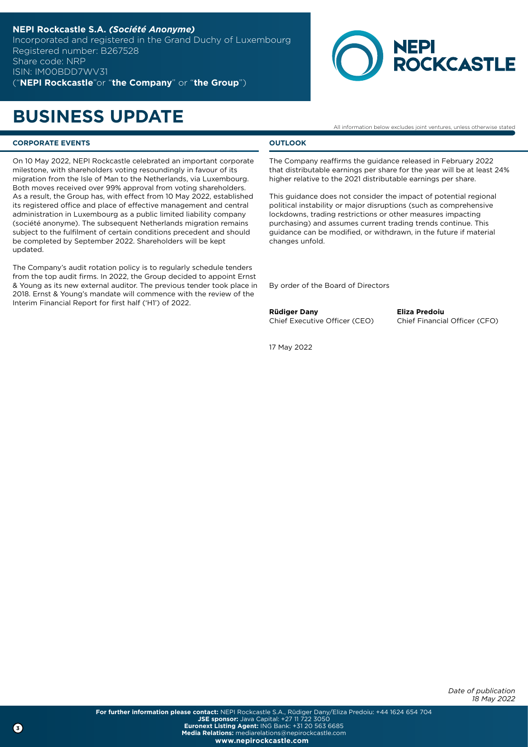**NEPI Rockcastle S.A.** ***(Société Anonyme)***
Incorporated and registered in the Grand Duchy of Luxembourg
Registered number: B267528
Share code: NRP
ISIN: IM00BDD7WV31
("**NEPI Rockcastle**"or "**the Company**" or "**the Group**")

# BUSINESS UPDATE

All information below excludes joint ventures, unless otherwise stated

## CORPORATE EVENTS

On 10 May 2022, NEPI Rockcastle celebrated an important corporate milestone, with shareholders voting resoundingly in favour of its migration from the Isle of Man to the Netherlands, via Luxembourg. Both moves received over 99% approval from voting shareholders. As a result, the Group has, with effect from 10 May 2022, established its registered office and place of effective management and central administration in Luxembourg as a public limited liability company (société anonyme). The subsequent Netherlands migration remains subject to the fulfilment of certain conditions precedent and should be completed by September 2022. Shareholders will be kept updated.

The Company's audit rotation policy is to regularly schedule tenders from the top audit firms. In 2022, the Group decided to appoint Ernst & Young as its new external auditor. The previous tender took place in 2018. Ernst & Young's mandate will commence with the review of the Interim Financial Report for first half ('H1') of 2022.

## OUTLOOK

The Company reaffirms the guidance released in February 2022 that distributable earnings per share for the year will be at least 24% higher relative to the 2021 distributable earnings per share.

This guidance does not consider the impact of potential regional political instability or major disruptions (such as comprehensive lockdowns, trading restrictions or other measures impacting purchasing) and assumes current trading trends continue. This guidance can be modified, or withdrawn, in the future if material changes unfold.

By order of the Board of Directors

**Rüdiger Dany**
Chief Executive Officer (CEO)

**Eliza Predoiu**
Chief Financial Officer (CFO)

17 May 2022

*Date of publication*
*18 May 2022*

**For further information please contact:** NEPI Rockcastle S.A., Rüdiger Dany/Eliza Predoiu: +44 1624 654 704
**JSE sponsor:** Java Capital: +27 11 722 3050
**Euronext Listing Agent:** ING Bank: +31 20 563 6685
**Media Relations:** mediarelations@nepirockcastle.com
**www.nepirockcastle.com**